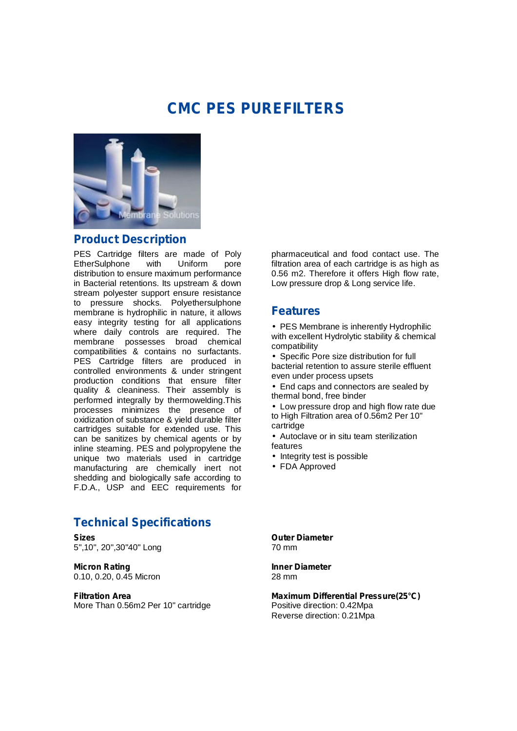# CMC PES PUREFILTERS

## Product Description

PES Cartridge filters are made of Poly EtherSulphone with Uniform pore distribution to ensure maximum performance in Bacterial retentions. Its upstream & down stream polyester support ensure resistance to pressure shocks. Polyethersulphone membrane is hydrophilic in nature, it allows easy integrity testing for all applications where daily controls are required. The membrane possesses broad chemical compatibilities & contains no surfactants. PES Cartridge filters are produced in controlled environments & under stringent production conditions that ensure filter quality & cleaniness. Their assembly is performed integrally by thermowelding.This processes minimizes the presence of oxidization of substance & yield durable filter cartridges suitable for extended use. This can be sanitizes by chemical agents or by inline steaming. PES and polypropylene the unique two materials used in cartridge manufacturing are chemically inert not shedding and biologically safe according to F.D.A., USP and EEC requirements for pharmaceutical and food contact use. The filtration area of each cartridge is as high as 0.56 m2. Therefore it offers High flow rate, Low pressure drop & Long service life.

## Features

- PES Membrane is inherently Hydrophilic with excellent Hydrolytic stability & chemical compatibility
- Specific Pore size distribution for full bacterial retention to assure sterile effluent even under process upsets
- End caps and connectors are sealed by thermal bond, free binder
- Low pressure drop and high flow rate due to High Filtration area of 0.56m2 Per 10" cartridge
- Autoclave or in situ team sterilization features
- Integrity test is possible
- FDA Approved

## Technical Specifications

**Sizes**
5",10", 20",30"40" Long

**Micron Rating**
0.10, 0.20, 0.45 Micron

**Filtration Area**
More Than 0.56m2 Per 10" cartridge

**Outer Diameter**
70 mm

**Inner Diameter**
28 mm

**Maximum Differential Pressure(25°C)**
Positive direction: 0.42Mpa
Reverse direction: 0.21Mpa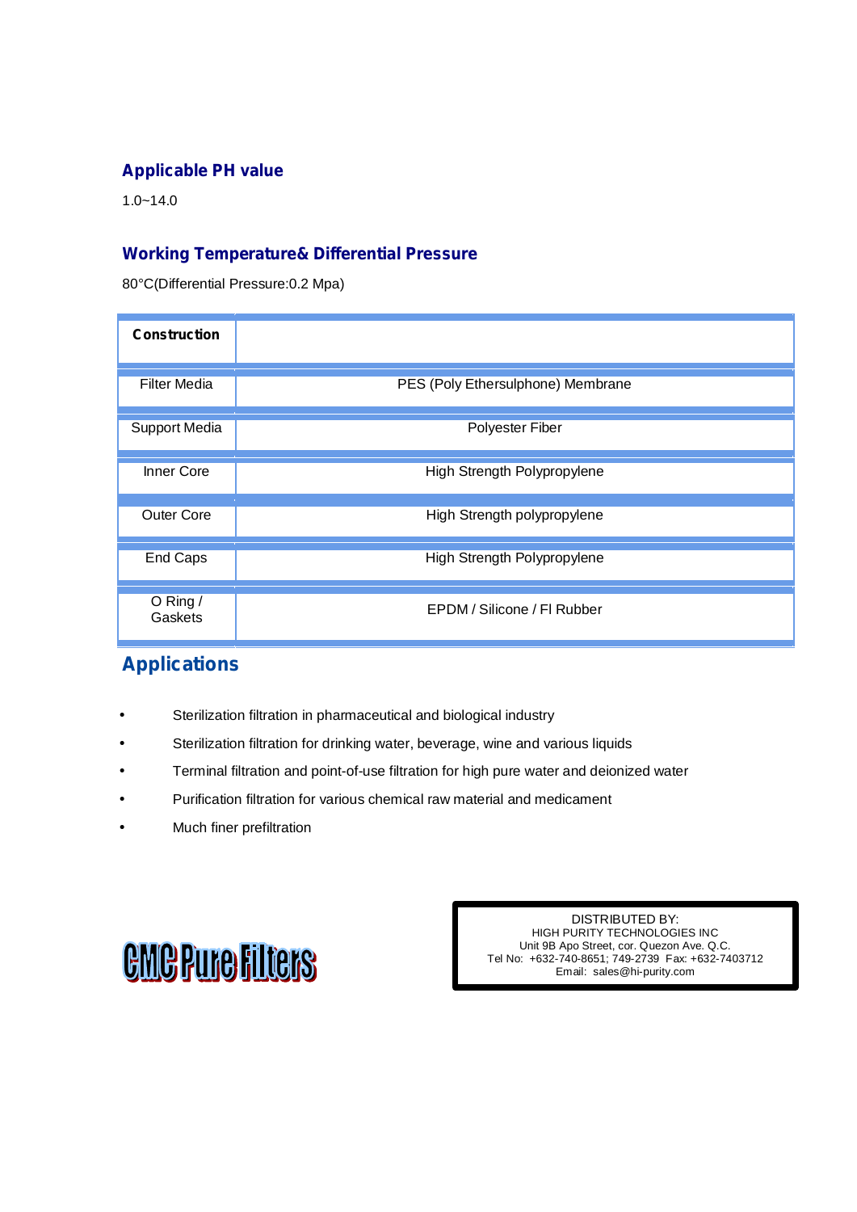## Applicable PH value

1.0~14.0

## Working Temperature& Differential Pressure

80°C(Differential Pressure:0.2 Mpa)

| **Construction** | |
|---|---|
| Filter Media | PES (Poly Ethersulphone) Membrane |
| Support Media | Polyester Fiber |
| Inner Core | High Strength Polypropylene |
| Outer Core | High Strength polypropylene |
| End Caps | High Strength Polypropylene |
| O Ring / Gaskets | EPDM / Silicone / Fl Rubber |

## Applications

- Sterilization filtration in pharmaceutical and biological industry
- Sterilization filtration for drinking water, beverage, wine and various liquids
- Terminal filtration and point-of-use filtration for high pure water and deionized water
- Purification filtration for various chemical raw material and medicament
- Much finer prefiltration

CMC Pure Filters

DISTRIBUTED BY:
HIGH PURITY TECHNOLOGIES INC
Unit 9B Apo Street, cor. Quezon Ave. Q.C.
Tel No: +632-740-8651; 749-2739 Fax: +632-7403712
Email: sales@hi-purity.com